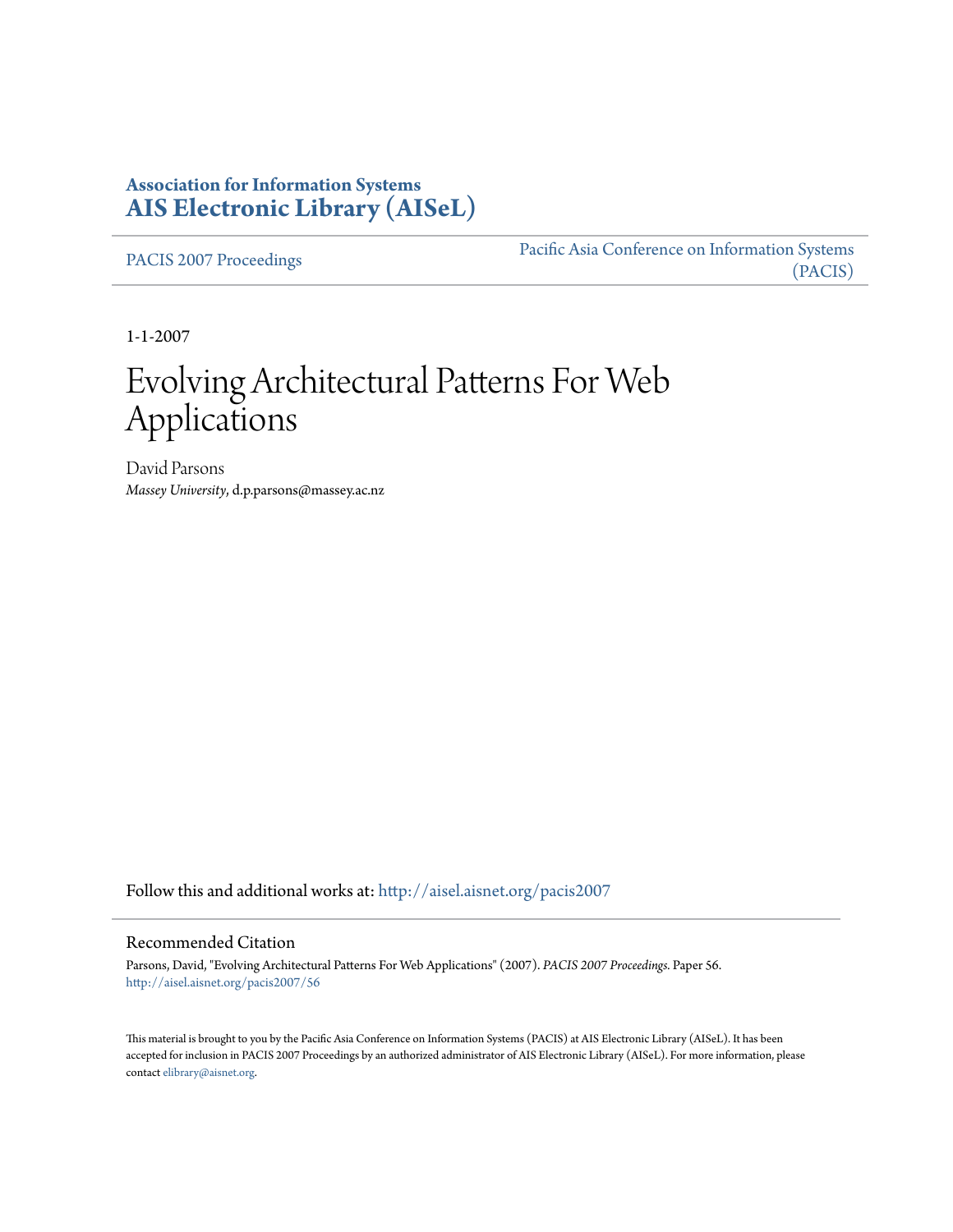**Association for Information Systems**
**AIS Electronic Library (AISeL)**

PACIS 2007 Proceedings | Pacific Asia Conference on Information Systems (PACIS)

1-1-2007

# Evolving Architectural Patterns For Web Applications

David Parsons
*Massey University*, d.p.parsons@massey.ac.nz

Follow this and additional works at: http://aisel.aisnet.org/pacis2007

## Recommended Citation

Parsons, David, "Evolving Architectural Patterns For Web Applications" (2007). *PACIS 2007 Proceedings*. Paper 56.
http://aisel.aisnet.org/pacis2007/56

This material is brought to you by the Pacific Asia Conference on Information Systems (PACIS) at AIS Electronic Library (AISeL). It has been accepted for inclusion in PACIS 2007 Proceedings by an authorized administrator of AIS Electronic Library (AISeL). For more information, please contact elibrary@aisnet.org.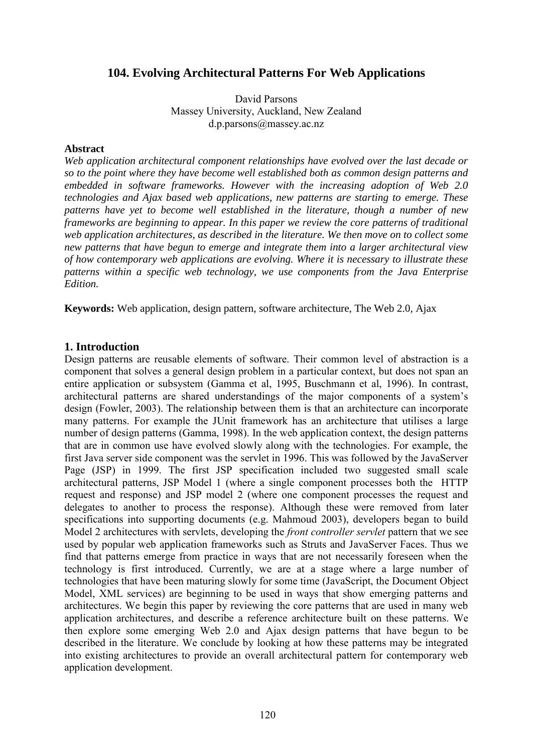# 104. Evolving Architectural Patterns For Web Applications

David Parsons
Massey University, Auckland, New Zealand
d.p.parsons@massey.ac.nz

**Abstract**

*Web application architectural component relationships have evolved over the last decade or so to the point where they have become well established both as common design patterns and embedded in software frameworks. However with the increasing adoption of Web 2.0 technologies and Ajax based web applications, new patterns are starting to emerge. These patterns have yet to become well established in the literature, though a number of new frameworks are beginning to appear. In this paper we review the core patterns of traditional web application architectures, as described in the literature. We then move on to collect some new patterns that have begun to emerge and integrate them into a larger architectural view of how contemporary web applications are evolving. Where it is necessary to illustrate these patterns within a specific web technology, we use components from the Java Enterprise Edition.*

**Keywords:** Web application, design pattern, software architecture, The Web 2.0, Ajax

## 1. Introduction

Design patterns are reusable elements of software. Their common level of abstraction is a component that solves a general design problem in a particular context, but does not span an entire application or subsystem (Gamma et al, 1995, Buschmann et al, 1996). In contrast, architectural patterns are shared understandings of the major components of a system's design (Fowler, 2003). The relationship between them is that an architecture can incorporate many patterns. For example the JUnit framework has an architecture that utilises a large number of design patterns (Gamma, 1998). In the web application context, the design patterns that are in common use have evolved slowly along with the technologies. For example, the first Java server side component was the servlet in 1996. This was followed by the JavaServer Page (JSP) in 1999. The first JSP specification included two suggested small scale architectural patterns, JSP Model 1 (where a single component processes both the HTTP request and response) and JSP model 2 (where one component processes the request and delegates to another to process the response). Although these were removed from later specifications into supporting documents (e.g. Mahmoud 2003), developers began to build Model 2 architectures with servlets, developing the *front controller servlet* pattern that we see used by popular web application frameworks such as Struts and JavaServer Faces. Thus we find that patterns emerge from practice in ways that are not necessarily foreseen when the technology is first introduced. Currently, we are at a stage where a large number of technologies that have been maturing slowly for some time (JavaScript, the Document Object Model, XML services) are beginning to be used in ways that show emerging patterns and architectures. We begin this paper by reviewing the core patterns that are used in many web application architectures, and describe a reference architecture built on these patterns. We then explore some emerging Web 2.0 and Ajax design patterns that have begun to be described in the literature. We conclude by looking at how these patterns may be integrated into existing architectures to provide an overall architectural pattern for contemporary web application development.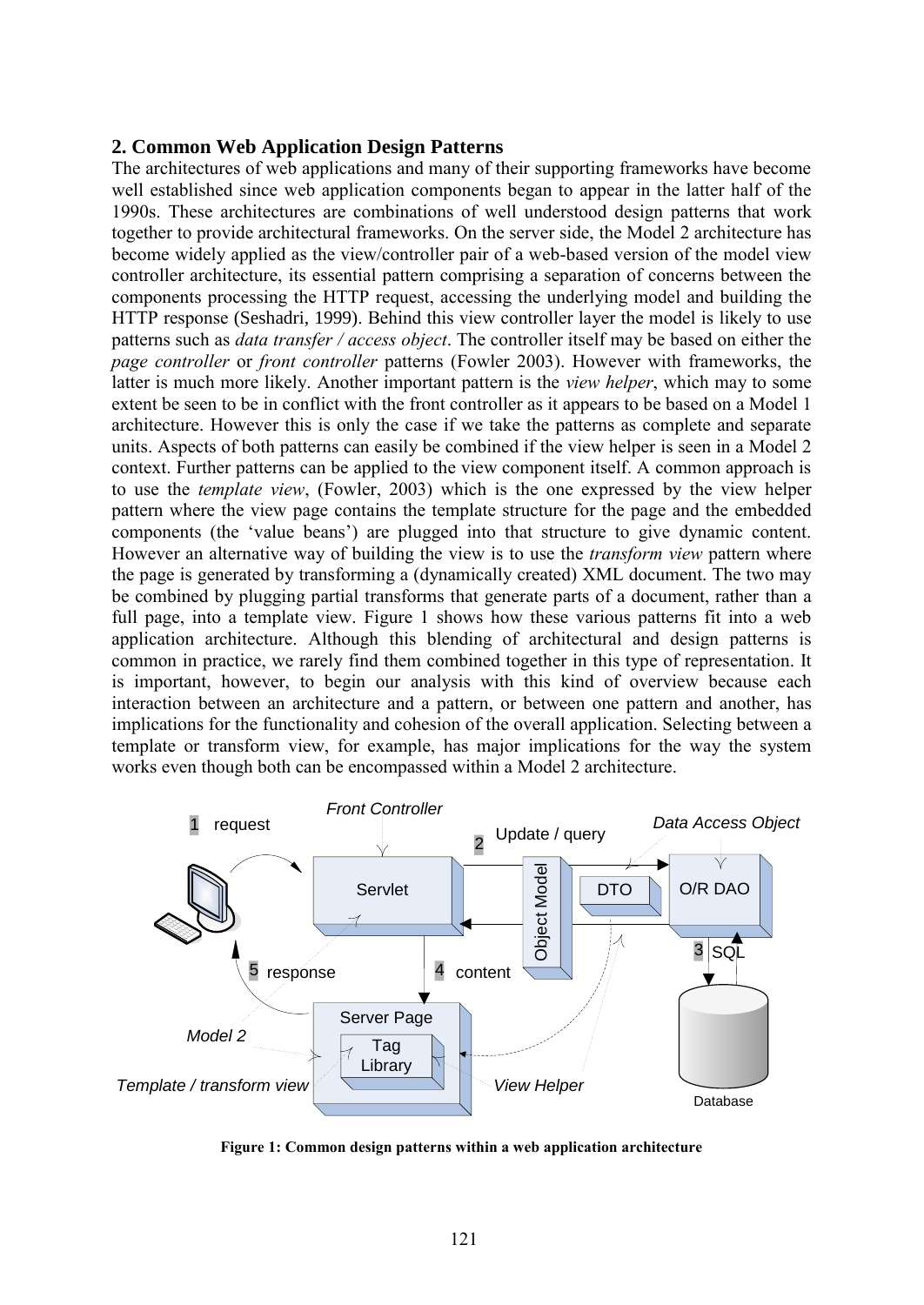## 2. Common Web Application Design Patterns

The architectures of web applications and many of their supporting frameworks have become well established since web application components began to appear in the latter half of the 1990s. These architectures are combinations of well understood design patterns that work together to provide architectural frameworks. On the server side, the Model 2 architecture has become widely applied as the view/controller pair of a web-based version of the model view controller architecture, its essential pattern comprising a separation of concerns between the components processing the HTTP request, accessing the underlying model and building the HTTP response (Seshadri, 1999). Behind this view controller layer the model is likely to use patterns such as *data transfer / access object*. The controller itself may be based on either the *page controller* or *front controller* patterns (Fowler 2003). However with frameworks, the latter is much more likely. Another important pattern is the *view helper*, which may to some extent be seen to be in conflict with the front controller as it appears to be based on a Model 1 architecture. However this is only the case if we take the patterns as complete and separate units. Aspects of both patterns can easily be combined if the view helper is seen in a Model 2 context. Further patterns can be applied to the view component itself. A common approach is to use the *template view*, (Fowler, 2003) which is the one expressed by the view helper pattern where the view page contains the template structure for the page and the embedded components (the 'value beans') are plugged into that structure to give dynamic content. However an alternative way of building the view is to use the *transform view* pattern where the page is generated by transforming a (dynamically created) XML document. The two may be combined by plugging partial transforms that generate parts of a document, rather than a full page, into a template view. Figure 1 shows how these various patterns fit into a web application architecture. Although this blending of architectural and design patterns is common in practice, we rarely find them combined together in this type of representation. It is important, however, to begin our analysis with this kind of overview because each interaction between an architecture and a pattern, or between one pattern and another, has implications for the functionality and cohesion of the overall application. Selecting between a template or transform view, for example, has major implications for the way the system works even though both can be encompassed within a Model 2 architecture.

**Figure 1: Common design patterns within a web application architecture**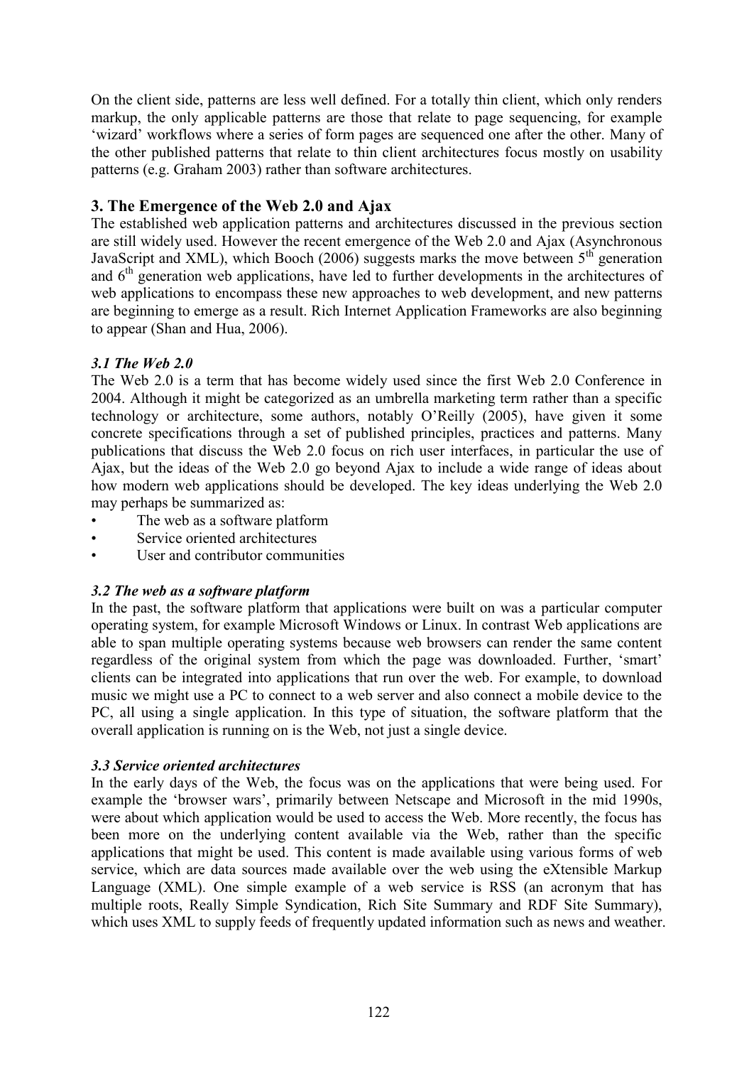On the client side, patterns are less well defined. For a totally thin client, which only renders markup, the only applicable patterns are those that relate to page sequencing, for example 'wizard' workflows where a series of form pages are sequenced one after the other. Many of the other published patterns that relate to thin client architectures focus mostly on usability patterns (e.g. Graham 2003) rather than software architectures.

## 3. The Emergence of the Web 2.0 and Ajax

The established web application patterns and architectures discussed in the previous section are still widely used. However the recent emergence of the Web 2.0 and Ajax (Asynchronous JavaScript and XML), which Booch (2006) suggests marks the move between 5th generation and 6th generation web applications, have led to further developments in the architectures of web applications to encompass these new approaches to web development, and new patterns are beginning to emerge as a result. Rich Internet Application Frameworks are also beginning to appear (Shan and Hua, 2006).

### *3.1 The Web 2.0*

The Web 2.0 is a term that has become widely used since the first Web 2.0 Conference in 2004. Although it might be categorized as an umbrella marketing term rather than a specific technology or architecture, some authors, notably O'Reilly (2005), have given it some concrete specifications through a set of published principles, practices and patterns. Many publications that discuss the Web 2.0 focus on rich user interfaces, in particular the use of Ajax, but the ideas of the Web 2.0 go beyond Ajax to include a wide range of ideas about how modern web applications should be developed. The key ideas underlying the Web 2.0 may perhaps be summarized as:

- The web as a software platform
- Service oriented architectures
- User and contributor communities

### *3.2 The web as a software platform*

In the past, the software platform that applications were built on was a particular computer operating system, for example Microsoft Windows or Linux. In contrast Web applications are able to span multiple operating systems because web browsers can render the same content regardless of the original system from which the page was downloaded. Further, 'smart' clients can be integrated into applications that run over the web. For example, to download music we might use a PC to connect to a web server and also connect a mobile device to the PC, all using a single application. In this type of situation, the software platform that the overall application is running on is the Web, not just a single device.

### *3.3 Service oriented architectures*

In the early days of the Web, the focus was on the applications that were being used. For example the 'browser wars', primarily between Netscape and Microsoft in the mid 1990s, were about which application would be used to access the Web. More recently, the focus has been more on the underlying content available via the Web, rather than the specific applications that might be used. This content is made available using various forms of web service, which are data sources made available over the web using the eXtensible Markup Language (XML). One simple example of a web service is RSS (an acronym that has multiple roots, Really Simple Syndication, Rich Site Summary and RDF Site Summary), which uses XML to supply feeds of frequently updated information such as news and weather.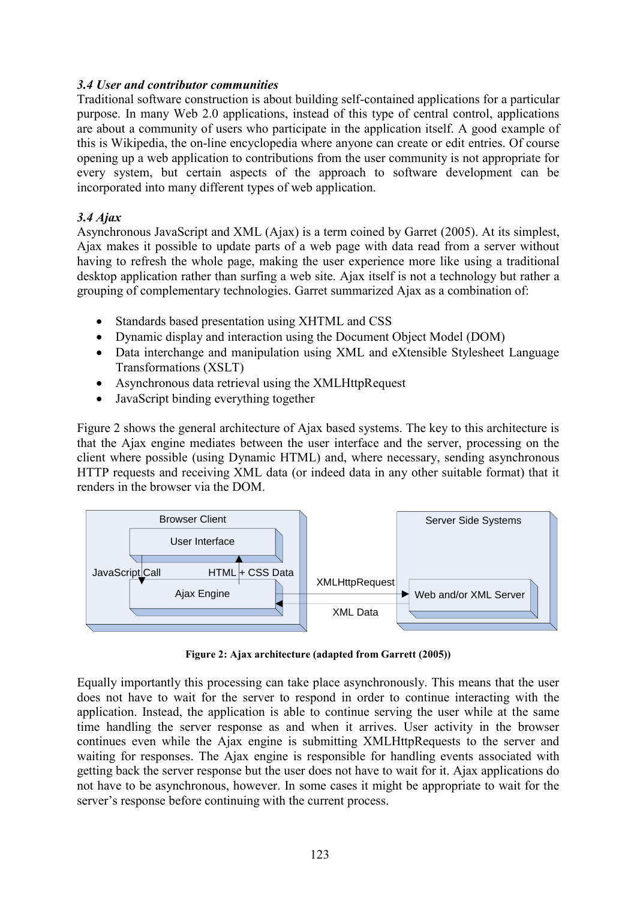### *3.4 User and contributor communities*

Traditional software construction is about building self-contained applications for a particular purpose. In many Web 2.0 applications, instead of this type of central control, applications are about a community of users who participate in the application itself. A good example of this is Wikipedia, the on-line encyclopedia where anyone can create or edit entries. Of course opening up a web application to contributions from the user community is not appropriate for every system, but certain aspects of the approach to software development can be incorporated into many different types of web application.

### *3.4 Ajax*

Asynchronous JavaScript and XML (Ajax) is a term coined by Garret (2005). At its simplest, Ajax makes it possible to update parts of a web page with data read from a server without having to refresh the whole page, making the user experience more like using a traditional desktop application rather than surfing a web site. Ajax itself is not a technology but rather a grouping of complementary technologies. Garret summarized Ajax as a combination of:

- Standards based presentation using XHTML and CSS
- Dynamic display and interaction using the Document Object Model (DOM)
- Data interchange and manipulation using XML and eXtensible Stylesheet Language Transformations (XSLT)
- Asynchronous data retrieval using the XMLHttpRequest
- JavaScript binding everything together

Figure 2 shows the general architecture of Ajax based systems. The key to this architecture is that the Ajax engine mediates between the user interface and the server, processing on the client where possible (using Dynamic HTML) and, where necessary, sending asynchronous HTTP requests and receiving XML data (or indeed data in any other suitable format) that it renders in the browser via the DOM.

Browser Client | User Interface | JavaScript Call | HTML + CSS Data | Ajax Engine | XMLHttpRequest | XML Data | Server Side Systems | Web and/or XML Server

**Figure 2: Ajax architecture (adapted from Garrett (2005))**

Equally importantly this processing can take place asynchronously. This means that the user does not have to wait for the server to respond in order to continue interacting with the application. Instead, the application is able to continue serving the user while at the same time handling the server response as and when it arrives. User activity in the browser continues even while the Ajax engine is submitting XMLHttpRequests to the server and waiting for responses. The Ajax engine is responsible for handling events associated with getting back the server response but the user does not have to wait for it. Ajax applications do not have to be asynchronous, however. In some cases it might be appropriate to wait for the server's response before continuing with the current process.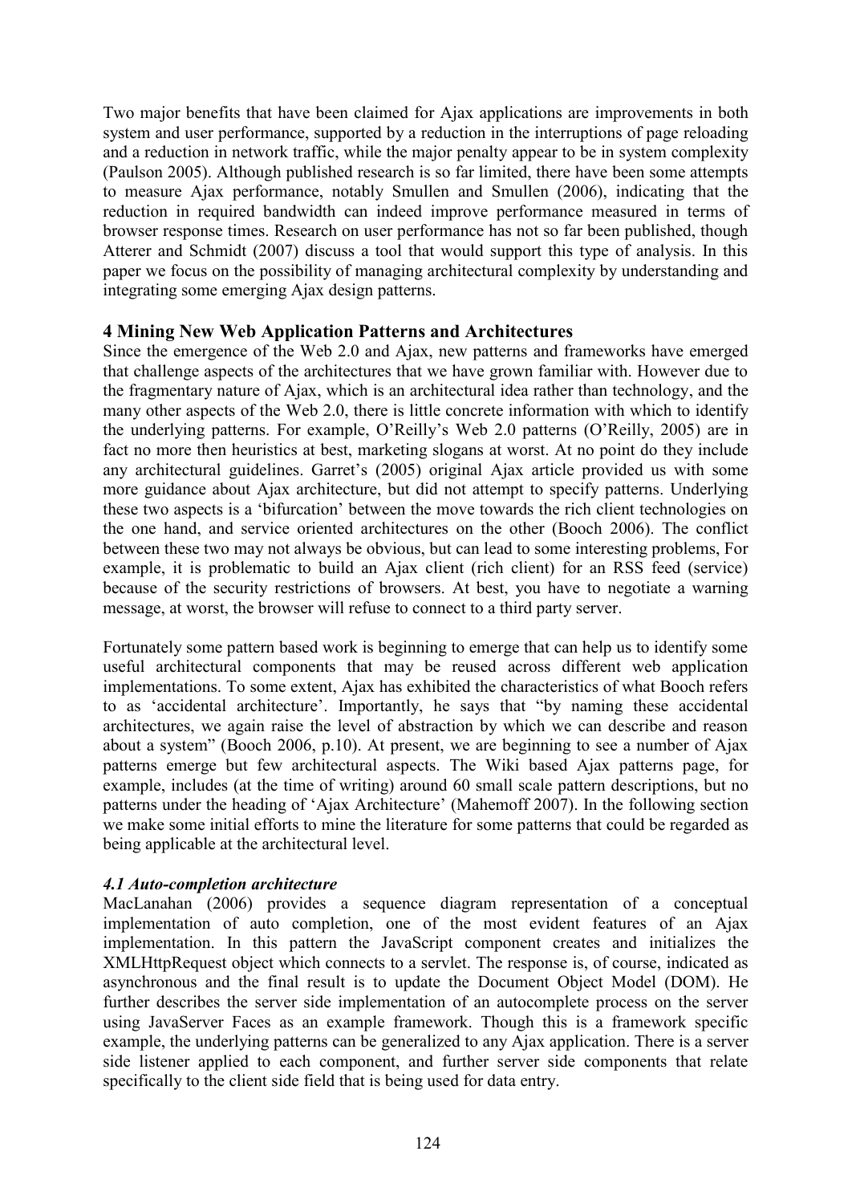Two major benefits that have been claimed for Ajax applications are improvements in both system and user performance, supported by a reduction in the interruptions of page reloading and a reduction in network traffic, while the major penalty appear to be in system complexity (Paulson 2005). Although published research is so far limited, there have been some attempts to measure Ajax performance, notably Smullen and Smullen (2006), indicating that the reduction in required bandwidth can indeed improve performance measured in terms of browser response times. Research on user performance has not so far been published, though Atterer and Schmidt (2007) discuss a tool that would support this type of analysis. In this paper we focus on the possibility of managing architectural complexity by understanding and integrating some emerging Ajax design patterns.

## 4 Mining New Web Application Patterns and Architectures

Since the emergence of the Web 2.0 and Ajax, new patterns and frameworks have emerged that challenge aspects of the architectures that we have grown familiar with. However due to the fragmentary nature of Ajax, which is an architectural idea rather than technology, and the many other aspects of the Web 2.0, there is little concrete information with which to identify the underlying patterns. For example, O'Reilly's Web 2.0 patterns (O'Reilly, 2005) are in fact no more then heuristics at best, marketing slogans at worst. At no point do they include any architectural guidelines. Garret's (2005) original Ajax article provided us with some more guidance about Ajax architecture, but did not attempt to specify patterns. Underlying these two aspects is a 'bifurcation' between the move towards the rich client technologies on the one hand, and service oriented architectures on the other (Booch 2006). The conflict between these two may not always be obvious, but can lead to some interesting problems, For example, it is problematic to build an Ajax client (rich client) for an RSS feed (service) because of the security restrictions of browsers. At best, you have to negotiate a warning message, at worst, the browser will refuse to connect to a third party server.

Fortunately some pattern based work is beginning to emerge that can help us to identify some useful architectural components that may be reused across different web application implementations. To some extent, Ajax has exhibited the characteristics of what Booch refers to as 'accidental architecture'. Importantly, he says that "by naming these accidental architectures, we again raise the level of abstraction by which we can describe and reason about a system" (Booch 2006, p.10). At present, we are beginning to see a number of Ajax patterns emerge but few architectural aspects. The Wiki based Ajax patterns page, for example, includes (at the time of writing) around 60 small scale pattern descriptions, but no patterns under the heading of 'Ajax Architecture' (Mahemoff 2007). In the following section we make some initial efforts to mine the literature for some patterns that could be regarded as being applicable at the architectural level.

### *4.1 Auto-completion architecture*

MacLanahan (2006) provides a sequence diagram representation of a conceptual implementation of auto completion, one of the most evident features of an Ajax implementation. In this pattern the JavaScript component creates and initializes the XMLHttpRequest object which connects to a servlet. The response is, of course, indicated as asynchronous and the final result is to update the Document Object Model (DOM). He further describes the server side implementation of an autocomplete process on the server using JavaServer Faces as an example framework. Though this is a framework specific example, the underlying patterns can be generalized to any Ajax application. There is a server side listener applied to each component, and further server side components that relate specifically to the client side field that is being used for data entry.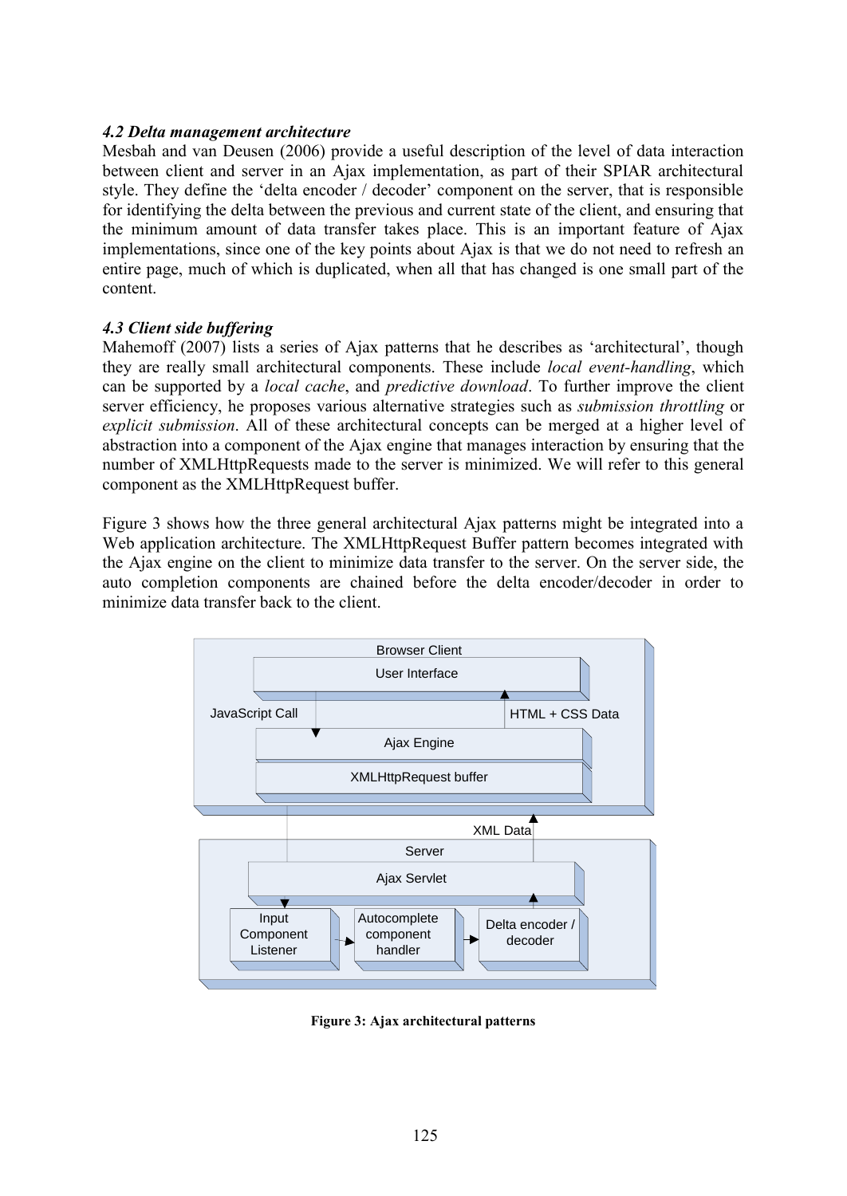### *4.2 Delta management architecture*

Mesbah and van Deusen (2006) provide a useful description of the level of data interaction between client and server in an Ajax implementation, as part of their SPIAR architectural style. They define the 'delta encoder / decoder' component on the server, that is responsible for identifying the delta between the previous and current state of the client, and ensuring that the minimum amount of data transfer takes place. This is an important feature of Ajax implementations, since one of the key points about Ajax is that we do not need to refresh an entire page, much of which is duplicated, when all that has changed is one small part of the content.

### *4.3 Client side buffering*

Mahemoff (2007) lists a series of Ajax patterns that he describes as 'architectural', though they are really small architectural components. These include *local event-handling*, which can be supported by a *local cache*, and *predictive download*. To further improve the client server efficiency, he proposes various alternative strategies such as *submission throttling* or *explicit submission*. All of these architectural concepts can be merged at a higher level of abstraction into a component of the Ajax engine that manages interaction by ensuring that the number of XMLHttpRequests made to the server is minimized. We will refer to this general component as the XMLHttpRequest buffer.

Figure 3 shows how the three general architectural Ajax patterns might be integrated into a Web application architecture. The XMLHttpRequest Buffer pattern becomes integrated with the Ajax engine on the client to minimize data transfer to the server. On the server side, the auto completion components are chained before the delta encoder/decoder in order to minimize data transfer back to the client.

**Figure 3: Ajax architectural patterns**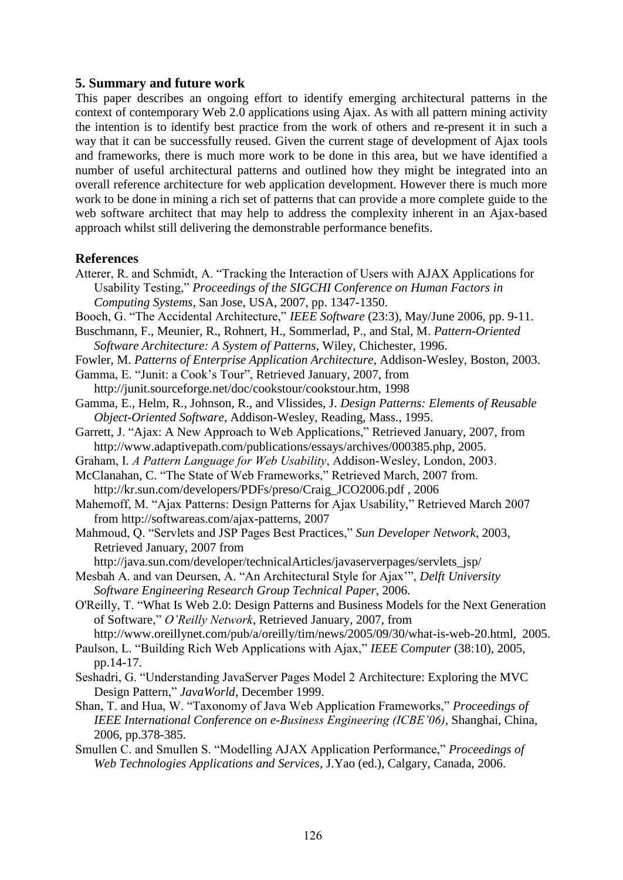## 5. Summary and future work

This paper describes an ongoing effort to identify emerging architectural patterns in the context of contemporary Web 2.0 applications using Ajax. As with all pattern mining activity the intention is to identify best practice from the work of others and re-present it in such a way that it can be successfully reused. Given the current stage of development of Ajax tools and frameworks, there is much more work to be done in this area, but we have identified a number of useful architectural patterns and outlined how they might be integrated into an overall reference architecture for web application development. However there is much more work to be done in mining a rich set of patterns that can provide a more complete guide to the web software architect that may help to address the complexity inherent in an Ajax-based approach whilst still delivering the demonstrable performance benefits.

## References

Atterer, R. and Schmidt, A. "Tracking the Interaction of Users with AJAX Applications for Usability Testing," *Proceedings of the SIGCHI Conference on Human Factors in Computing Systems*, San Jose, USA, 2007, pp. 1347-1350.

Booch, G. "The Accidental Architecture," *IEEE Software* (23:3), May/June 2006, pp. 9-11.

Buschmann, F., Meunier, R., Rohnert, H., Sommerlad, P., and Stal, M. *Pattern-Oriented Software Architecture: A System of Patterns*, Wiley, Chichester, 1996.

Fowler, M. *Patterns of Enterprise Application Architecture*, Addison-Wesley, Boston, 2003.

Gamma, E. "Junit: a Cook's Tour", Retrieved January, 2007, from http://junit.sourceforge.net/doc/cookstour/cookstour.htm, 1998

Gamma, E., Helm, R., Johnson, R., and Vlissides, J. *Design Patterns: Elements of Reusable Object-Oriented Software*, Addison-Wesley, Reading, Mass., 1995.

Garrett, J. "Ajax: A New Approach to Web Applications," Retrieved January, 2007, from http://www.adaptivepath.com/publications/essays/archives/000385.php, 2005.

Graham, I. *A Pattern Language for Web Usability*, Addison-Wesley, London, 2003.

McClanahan, C. "The State of Web Frameworks," Retrieved March, 2007 from. http://kr.sun.com/developers/PDFs/preso/Craig_JCO2006.pdf , 2006

Mahemoff, M. "Ajax Patterns: Design Patterns for Ajax Usability," Retrieved March 2007 from http://softwareas.com/ajax-patterns, 2007

Mahmoud, Q. "Servlets and JSP Pages Best Practices," *Sun Developer Network*, 2003, Retrieved January, 2007 from http://java.sun.com/developer/technicalArticles/javaserverpages/servlets_jsp/

Mesbah A. and van Deursen, A. "An Architectural Style for Ajax'", *Delft University Software Engineering Research Group Technical Paper*, 2006.

O'Reilly, T. "What Is Web 2.0: Design Patterns and Business Models for the Next Generation of Software," *O'Reilly Network*, Retrieved January, 2007, from http://www.oreillynet.com/pub/a/oreilly/tim/news/2005/09/30/what-is-web-20.html, 2005.

Paulson, L. "Building Rich Web Applications with Ajax," *IEEE Computer* (38:10), 2005, pp.14-17.

Seshadri, G. "Understanding JavaServer Pages Model 2 Architecture: Exploring the MVC Design Pattern," *JavaWorld*, December 1999.

Shan, T. and Hua, W. "Taxonomy of Java Web Application Frameworks," *Proceedings of IEEE International Conference on e-Business Engineering (ICBE'06)*, Shanghai, China, 2006, pp.378-385.

Smullen C. and Smullen S. "Modelling AJAX Application Performance," *Proceedings of Web Technologies Applications and Services*, J.Yao (ed.), Calgary, Canada, 2006.